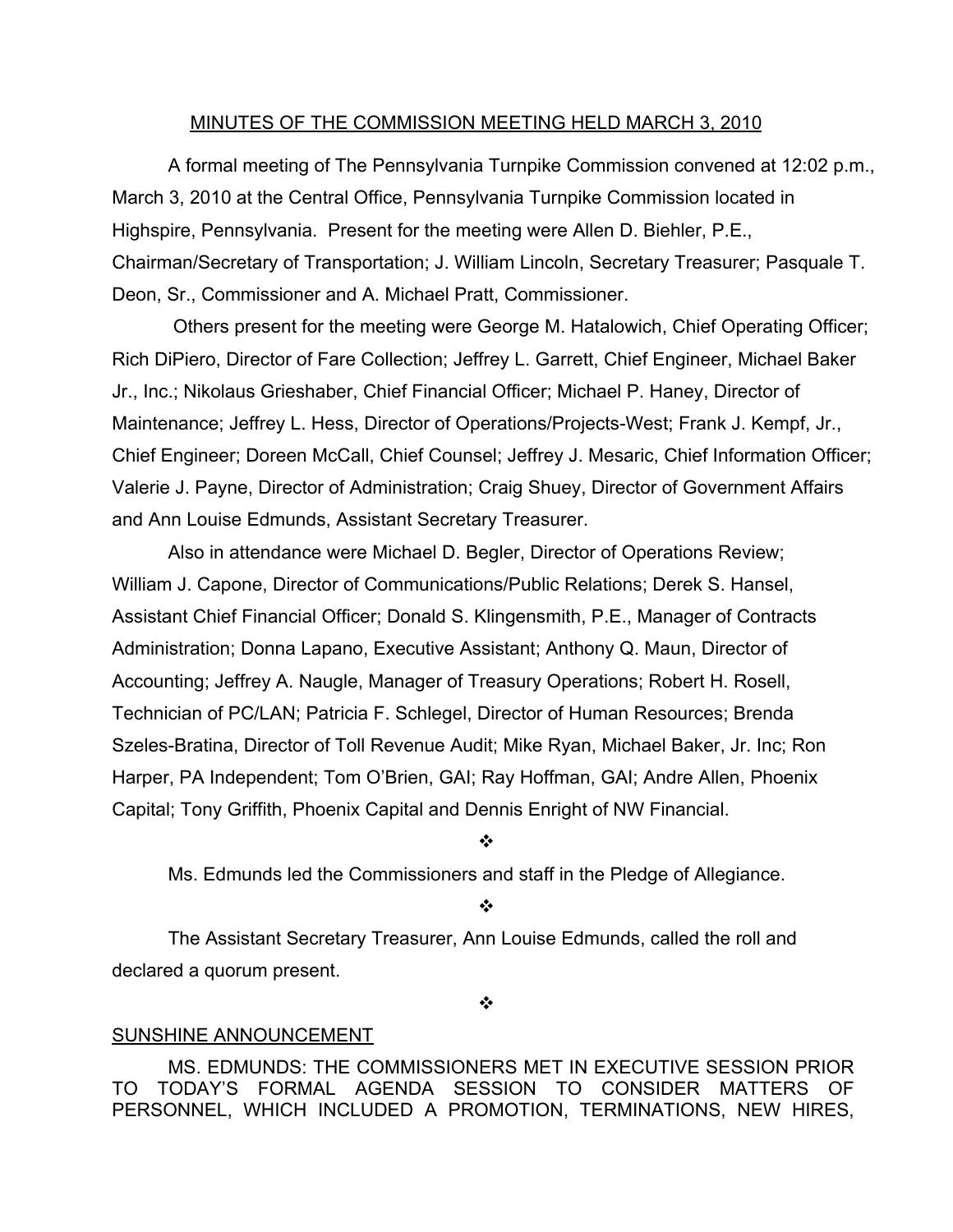<u>MINUTES OF THE COMMISSION MEETING HELD MARCH 3, 2010</u>

A formal meeting of The Pennsylvania Turnpike Commission convened at 12:02 p.m., March 3, 2010 at the Central Office, Pennsylvania Turnpike Commission located in Highspire, Pennsylvania. Present for the meeting were Allen D. Biehler, P.E., Chairman/Secretary of Transportation; J. William Lincoln, Secretary Treasurer; Pasquale T. Deon, Sr., Commissioner and A. Michael Pratt, Commissioner.

Others present for the meeting were George M. Hatalowich, Chief Operating Officer; Rich DiPiero, Director of Fare Collection; Jeffrey L. Garrett, Chief Engineer, Michael Baker Jr., Inc.; Nikolaus Grieshaber, Chief Financial Officer; Michael P. Haney, Director of Maintenance; Jeffrey L. Hess, Director of Operations/Projects-West; Frank J. Kempf, Jr., Chief Engineer; Doreen McCall, Chief Counsel; Jeffrey J. Mesaric, Chief Information Officer; Valerie J. Payne, Director of Administration; Craig Shuey, Director of Government Affairs and Ann Louise Edmunds, Assistant Secretary Treasurer.

Also in attendance were Michael D. Begler, Director of Operations Review; William J. Capone, Director of Communications/Public Relations; Derek S. Hansel, Assistant Chief Financial Officer; Donald S. Klingensmith, P.E., Manager of Contracts Administration; Donna Lapano, Executive Assistant; Anthony Q. Maun, Director of Accounting; Jeffrey A. Naugle, Manager of Treasury Operations; Robert H. Rosell, Technician of PC/LAN; Patricia F. Schlegel, Director of Human Resources; Brenda Szeles-Bratina, Director of Toll Revenue Audit; Mike Ryan, Michael Baker, Jr. Inc; Ron Harper, PA Independent; Tom O'Brien, GAI; Ray Hoffman, GAI; Andre Allen, Phoenix Capital; Tony Griffith, Phoenix Capital and Dennis Enright of NW Financial.

❖

Ms. Edmunds led the Commissioners and staff in the Pledge of Allegiance.

❖

The Assistant Secretary Treasurer, Ann Louise Edmunds, called the roll and declared a quorum present.

❖

<u>SUNSHINE ANNOUNCEMENT</u>

MS. EDMUNDS: THE COMMISSIONERS MET IN EXECUTIVE SESSION PRIOR TO TODAY'S FORMAL AGENDA SESSION TO CONSIDER MATTERS OF PERSONNEL, WHICH INCLUDED A PROMOTION, TERMINATIONS, NEW HIRES,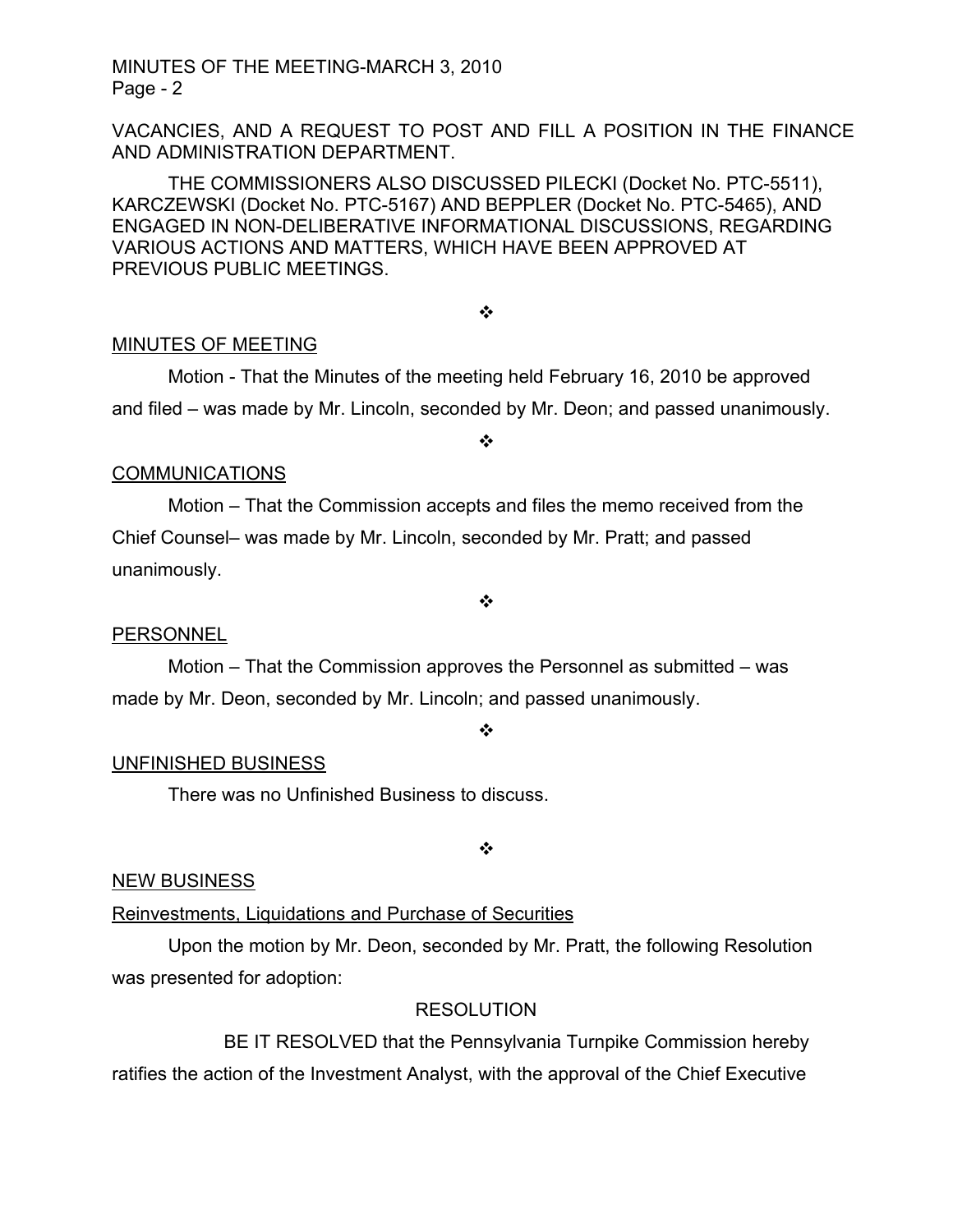VACANCIES, AND A REQUEST TO POST AND FILL A POSITION IN THE FINANCE AND ADMINISTRATION DEPARTMENT.

THE COMMISSIONERS ALSO DISCUSSED PILECKI (Docket No. PTC-5511), KARCZEWSKI (Docket No. PTC-5167) AND BEPPLER (Docket No. PTC-5465), AND ENGAGED IN NON-DELIBERATIVE INFORMATIONAL DISCUSSIONS, REGARDING VARIOUS ACTIONS AND MATTERS, WHICH HAVE BEEN APPROVED AT PREVIOUS PUBLIC MEETINGS.

❖

MINUTES OF MEETING

Motion - That the Minutes of the meeting held February 16, 2010 be approved and filed – was made by Mr. Lincoln, seconded by Mr. Deon; and passed unanimously.

❖

COMMUNICATIONS

Motion – That the Commission accepts and files the memo received from the Chief Counsel– was made by Mr. Lincoln, seconded by Mr. Pratt; and passed unanimously.

❖

PERSONNEL

Motion – That the Commission approves the Personnel as submitted – was made by Mr. Deon, seconded by Mr. Lincoln; and passed unanimously.

❖

UNFINISHED BUSINESS

There was no Unfinished Business to discuss.

❖

NEW BUSINESS

Reinvestments, Liquidations and Purchase of Securities

Upon the motion by Mr. Deon, seconded by Mr. Pratt, the following Resolution was presented for adoption:

RESOLUTION

BE IT RESOLVED that the Pennsylvania Turnpike Commission hereby ratifies the action of the Investment Analyst, with the approval of the Chief Executive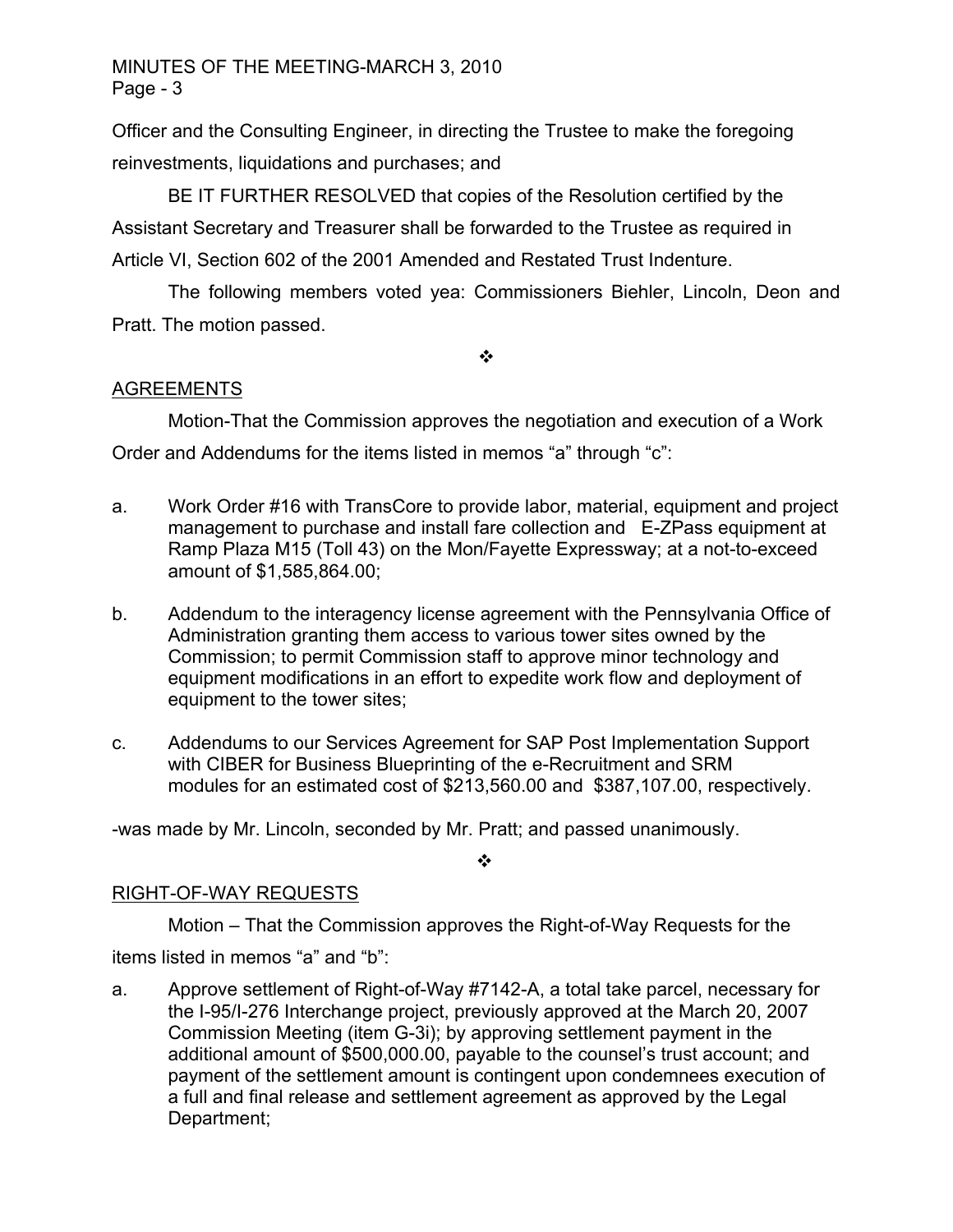Officer and the Consulting Engineer, in directing the Trustee to make the foregoing reinvestments, liquidations and purchases; and

BE IT FURTHER RESOLVED that copies of the Resolution certified by the Assistant Secretary and Treasurer shall be forwarded to the Trustee as required in Article VI, Section 602 of the 2001 Amended and Restated Trust Indenture.

The following members voted yea: Commissioners Biehler, Lincoln, Deon and Pratt. The motion passed.

❖

## AGREEMENTS

Motion-That the Commission approves the negotiation and execution of a Work Order and Addendums for the items listed in memos "a" through "c":

a. Work Order #16 with TransCore to provide labor, material, equipment and project management to purchase and install fare collection and E-ZPass equipment at Ramp Plaza M15 (Toll 43) on the Mon/Fayette Expressway; at a not-to-exceed amount of $1,585,864.00;

b. Addendum to the interagency license agreement with the Pennsylvania Office of Administration granting them access to various tower sites owned by the Commission; to permit Commission staff to approve minor technology and equipment modifications in an effort to expedite work flow and deployment of equipment to the tower sites;

c. Addendums to our Services Agreement for SAP Post Implementation Support with CIBER for Business Blueprinting of the e-Recruitment and SRM modules for an estimated cost of $213,560.00 and $387,107.00, respectively.

-was made by Mr. Lincoln, seconded by Mr. Pratt; and passed unanimously.

❖

## RIGHT-OF-WAY REQUESTS

Motion – That the Commission approves the Right-of-Way Requests for the items listed in memos "a" and "b":

a. Approve settlement of Right-of-Way #7142-A, a total take parcel, necessary for the I-95/I-276 Interchange project, previously approved at the March 20, 2007 Commission Meeting (item G-3i); by approving settlement payment in the additional amount of $500,000.00, payable to the counsel's trust account; and payment of the settlement amount is contingent upon condemnees execution of a full and final release and settlement agreement as approved by the Legal Department;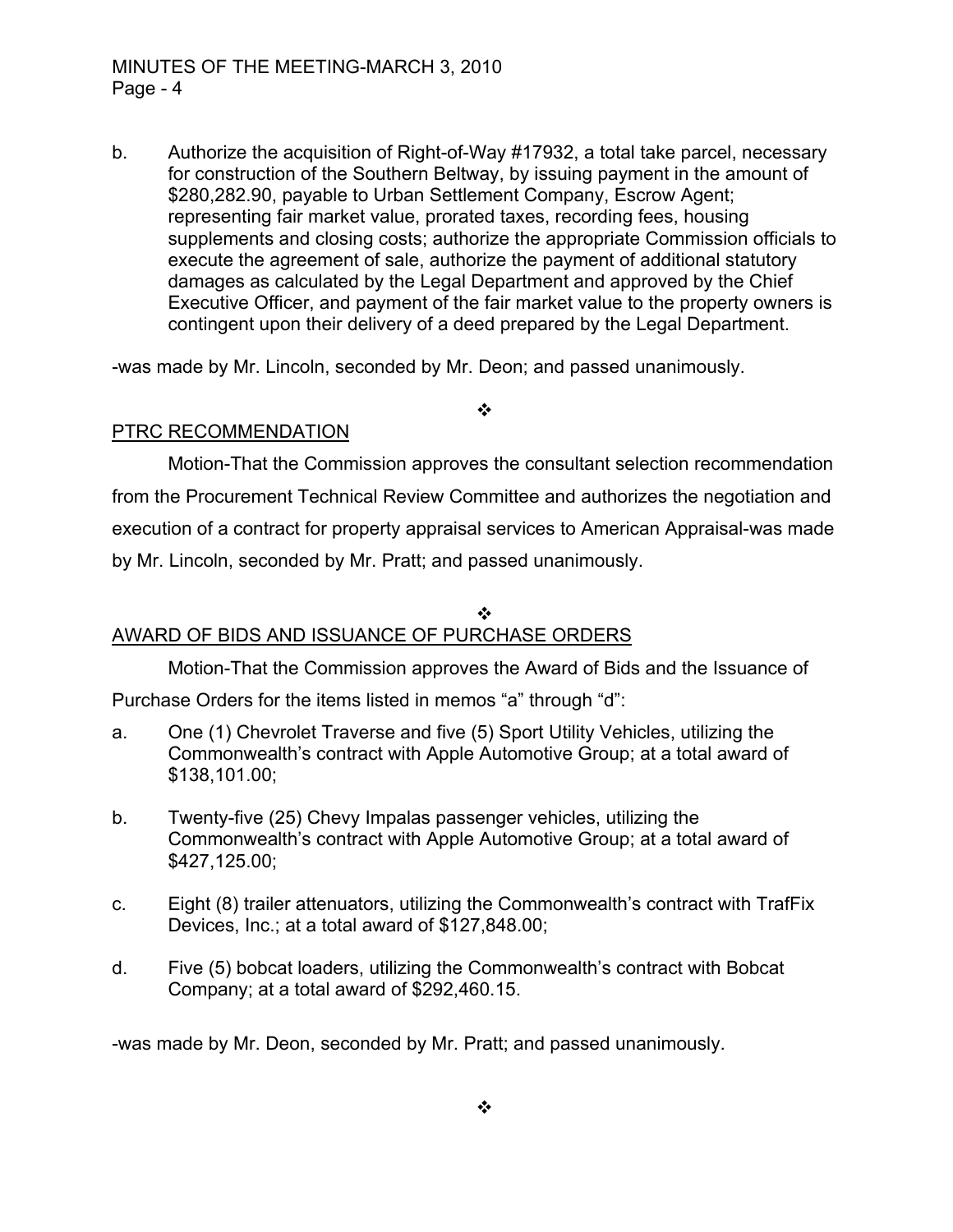b. Authorize the acquisition of Right-of-Way #17932, a total take parcel, necessary for construction of the Southern Beltway, by issuing payment in the amount of $280,282.90, payable to Urban Settlement Company, Escrow Agent; representing fair market value, prorated taxes, recording fees, housing supplements and closing costs; authorize the appropriate Commission officials to execute the agreement of sale, authorize the payment of additional statutory damages as calculated by the Legal Department and approved by the Chief Executive Officer, and payment of the fair market value to the property owners is contingent upon their delivery of a deed prepared by the Legal Department.

-was made by Mr. Lincoln, seconded by Mr. Deon; and passed unanimously.

❖

PTRC RECOMMENDATION

Motion-That the Commission approves the consultant selection recommendation from the Procurement Technical Review Committee and authorizes the negotiation and execution of a contract for property appraisal services to American Appraisal-was made by Mr. Lincoln, seconded by Mr. Pratt; and passed unanimously.

❖

AWARD OF BIDS AND ISSUANCE OF PURCHASE ORDERS

Motion-That the Commission approves the Award of Bids and the Issuance of Purchase Orders for the items listed in memos "a" through "d":

a. One (1) Chevrolet Traverse and five (5) Sport Utility Vehicles, utilizing the Commonwealth's contract with Apple Automotive Group; at a total award of $138,101.00;

b. Twenty-five (25) Chevy Impalas passenger vehicles, utilizing the Commonwealth's contract with Apple Automotive Group; at a total award of $427,125.00;

c. Eight (8) trailer attenuators, utilizing the Commonwealth's contract with TrafFix Devices, Inc.; at a total award of $127,848.00;

d. Five (5) bobcat loaders, utilizing the Commonwealth's contract with Bobcat Company; at a total award of $292,460.15.

-was made by Mr. Deon, seconded by Mr. Pratt; and passed unanimously.

❖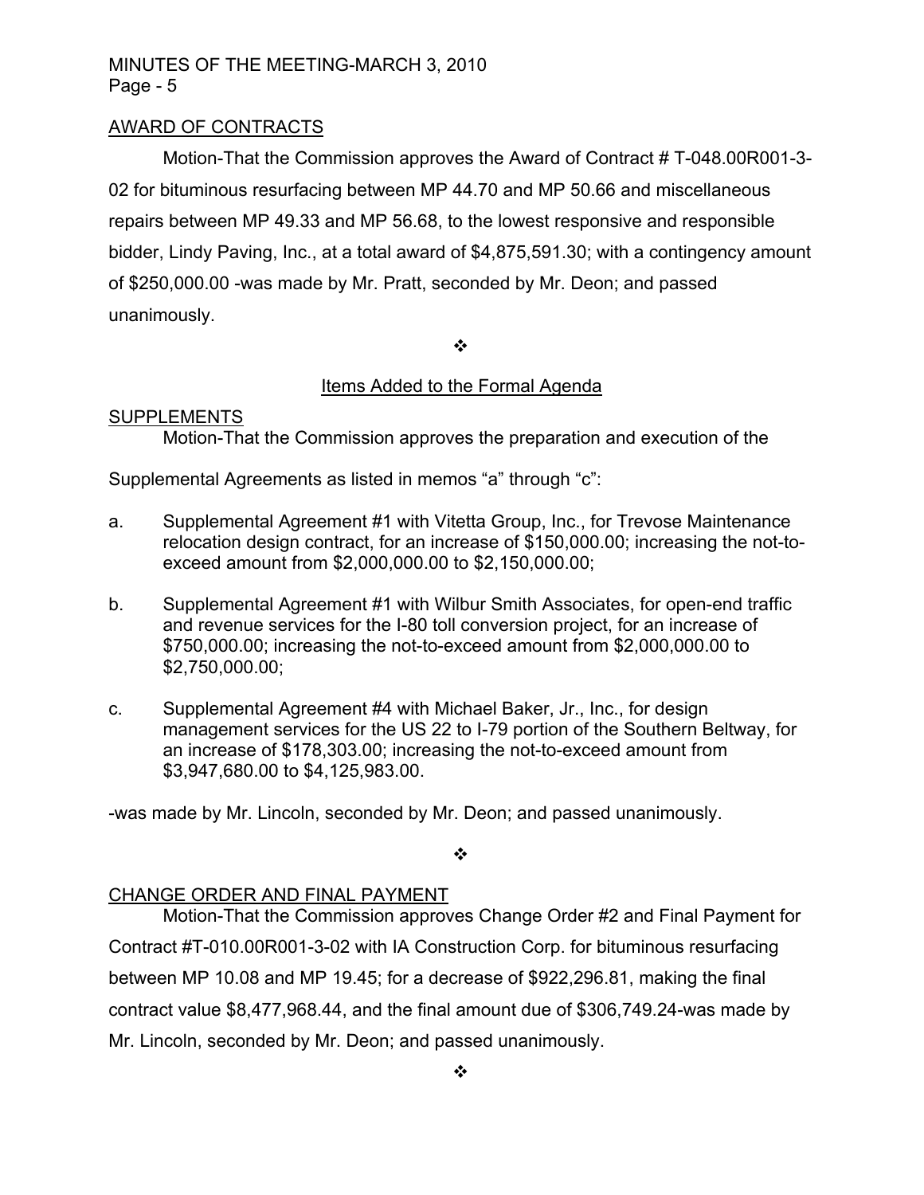## AWARD OF CONTRACTS

Motion-That the Commission approves the Award of Contract # T-048.00R001-3-02 for bituminous resurfacing between MP 44.70 and MP 50.66 and miscellaneous repairs between MP 49.33 and MP 56.68, to the lowest responsive and responsible bidder, Lindy Paving, Inc., at a total award of $4,875,591.30; with a contingency amount of $250,000.00 -was made by Mr. Pratt, seconded by Mr. Deon; and passed unanimously.

❖

### Items Added to the Formal Agenda

## SUPPLEMENTS

Motion-That the Commission approves the preparation and execution of the Supplemental Agreements as listed in memos "a" through "c":

a. Supplemental Agreement #1 with Vitetta Group, Inc., for Trevose Maintenance relocation design contract, for an increase of $150,000.00; increasing the not-to-exceed amount from $2,000,000.00 to $2,150,000.00;

b. Supplemental Agreement #1 with Wilbur Smith Associates, for open-end traffic and revenue services for the I-80 toll conversion project, for an increase of $750,000.00; increasing the not-to-exceed amount from $2,000,000.00 to $2,750,000.00;

c. Supplemental Agreement #4 with Michael Baker, Jr., Inc., for design management services for the US 22 to I-79 portion of the Southern Beltway, for an increase of $178,303.00; increasing the not-to-exceed amount from $3,947,680.00 to $4,125,983.00.

-was made by Mr. Lincoln, seconded by Mr. Deon; and passed unanimously.

❖

## CHANGE ORDER AND FINAL PAYMENT

Motion-That the Commission approves Change Order #2 and Final Payment for Contract #T-010.00R001-3-02 with IA Construction Corp. for bituminous resurfacing between MP 10.08 and MP 19.45; for a decrease of $922,296.81, making the final contract value $8,477,968.44, and the final amount due of $306,749.24-was made by Mr. Lincoln, seconded by Mr. Deon; and passed unanimously.

❖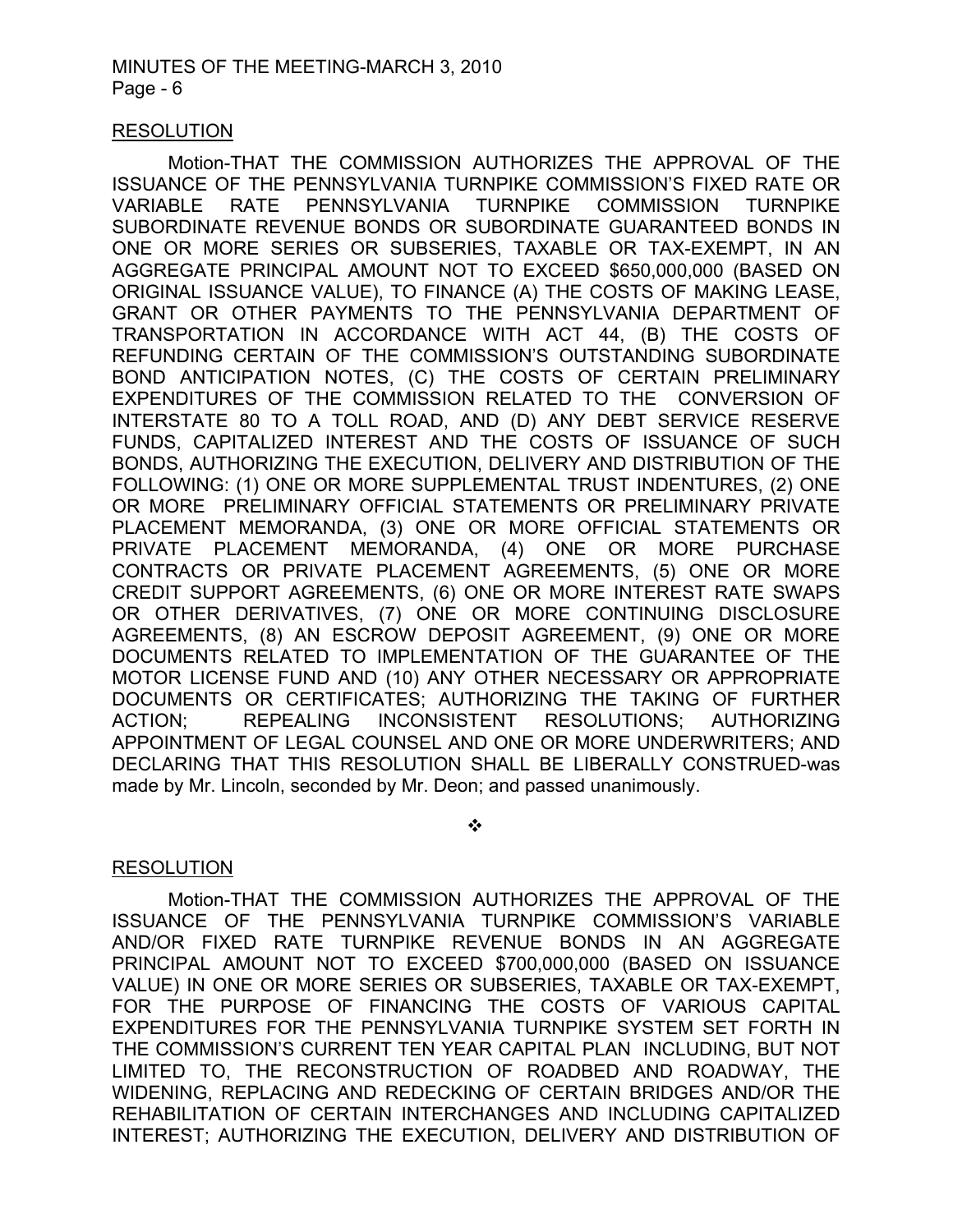RESOLUTION

Motion-THAT THE COMMISSION AUTHORIZES THE APPROVAL OF THE ISSUANCE OF THE PENNSYLVANIA TURNPIKE COMMISSION'S FIXED RATE OR VARIABLE RATE PENNSYLVANIA TURNPIKE COMMISSION TURNPIKE SUBORDINATE REVENUE BONDS OR SUBORDINATE GUARANTEED BONDS IN ONE OR MORE SERIES OR SUBSERIES, TAXABLE OR TAX-EXEMPT, IN AN AGGREGATE PRINCIPAL AMOUNT NOT TO EXCEED $650,000,000 (BASED ON ORIGINAL ISSUANCE VALUE), TO FINANCE (A) THE COSTS OF MAKING LEASE, GRANT OR OTHER PAYMENTS TO THE PENNSYLVANIA DEPARTMENT OF TRANSPORTATION IN ACCORDANCE WITH ACT 44, (B) THE COSTS OF REFUNDING CERTAIN OF THE COMMISSION'S OUTSTANDING SUBORDINATE BOND ANTICIPATION NOTES, (C) THE COSTS OF CERTAIN PRELIMINARY EXPENDITURES OF THE COMMISSION RELATED TO THE CONVERSION OF INTERSTATE 80 TO A TOLL ROAD, AND (D) ANY DEBT SERVICE RESERVE FUNDS, CAPITALIZED INTEREST AND THE COSTS OF ISSUANCE OF SUCH BONDS, AUTHORIZING THE EXECUTION, DELIVERY AND DISTRIBUTION OF THE FOLLOWING: (1) ONE OR MORE SUPPLEMENTAL TRUST INDENTURES, (2) ONE OR MORE PRELIMINARY OFFICIAL STATEMENTS OR PRELIMINARY PRIVATE PLACEMENT MEMORANDA, (3) ONE OR MORE OFFICIAL STATEMENTS OR PRIVATE PLACEMENT MEMORANDA, (4) ONE OR MORE PURCHASE CONTRACTS OR PRIVATE PLACEMENT AGREEMENTS, (5) ONE OR MORE CREDIT SUPPORT AGREEMENTS, (6) ONE OR MORE INTEREST RATE SWAPS OR OTHER DERIVATIVES, (7) ONE OR MORE CONTINUING DISCLOSURE AGREEMENTS, (8) AN ESCROW DEPOSIT AGREEMENT, (9) ONE OR MORE DOCUMENTS RELATED TO IMPLEMENTATION OF THE GUARANTEE OF THE MOTOR LICENSE FUND AND (10) ANY OTHER NECESSARY OR APPROPRIATE DOCUMENTS OR CERTIFICATES; AUTHORIZING THE TAKING OF FURTHER ACTION; REPEALING INCONSISTENT RESOLUTIONS; AUTHORIZING APPOINTMENT OF LEGAL COUNSEL AND ONE OR MORE UNDERWRITERS; AND DECLARING THAT THIS RESOLUTION SHALL BE LIBERALLY CONSTRUED-was made by Mr. Lincoln, seconded by Mr. Deon; and passed unanimously.

❖

RESOLUTION

Motion-THAT THE COMMISSION AUTHORIZES THE APPROVAL OF THE ISSUANCE OF THE PENNSYLVANIA TURNPIKE COMMISSION'S VARIABLE AND/OR FIXED RATE TURNPIKE REVENUE BONDS IN AN AGGREGATE PRINCIPAL AMOUNT NOT TO EXCEED $700,000,000 (BASED ON ISSUANCE VALUE) IN ONE OR MORE SERIES OR SUBSERIES, TAXABLE OR TAX-EXEMPT, FOR THE PURPOSE OF FINANCING THE COSTS OF VARIOUS CAPITAL EXPENDITURES FOR THE PENNSYLVANIA TURNPIKE SYSTEM SET FORTH IN THE COMMISSION'S CURRENT TEN YEAR CAPITAL PLAN INCLUDING, BUT NOT LIMITED TO, THE RECONSTRUCTION OF ROADBED AND ROADWAY, THE WIDENING, REPLACING AND REDECKING OF CERTAIN BRIDGES AND/OR THE REHABILITATION OF CERTAIN INTERCHANGES AND INCLUDING CAPITALIZED INTEREST; AUTHORIZING THE EXECUTION, DELIVERY AND DISTRIBUTION OF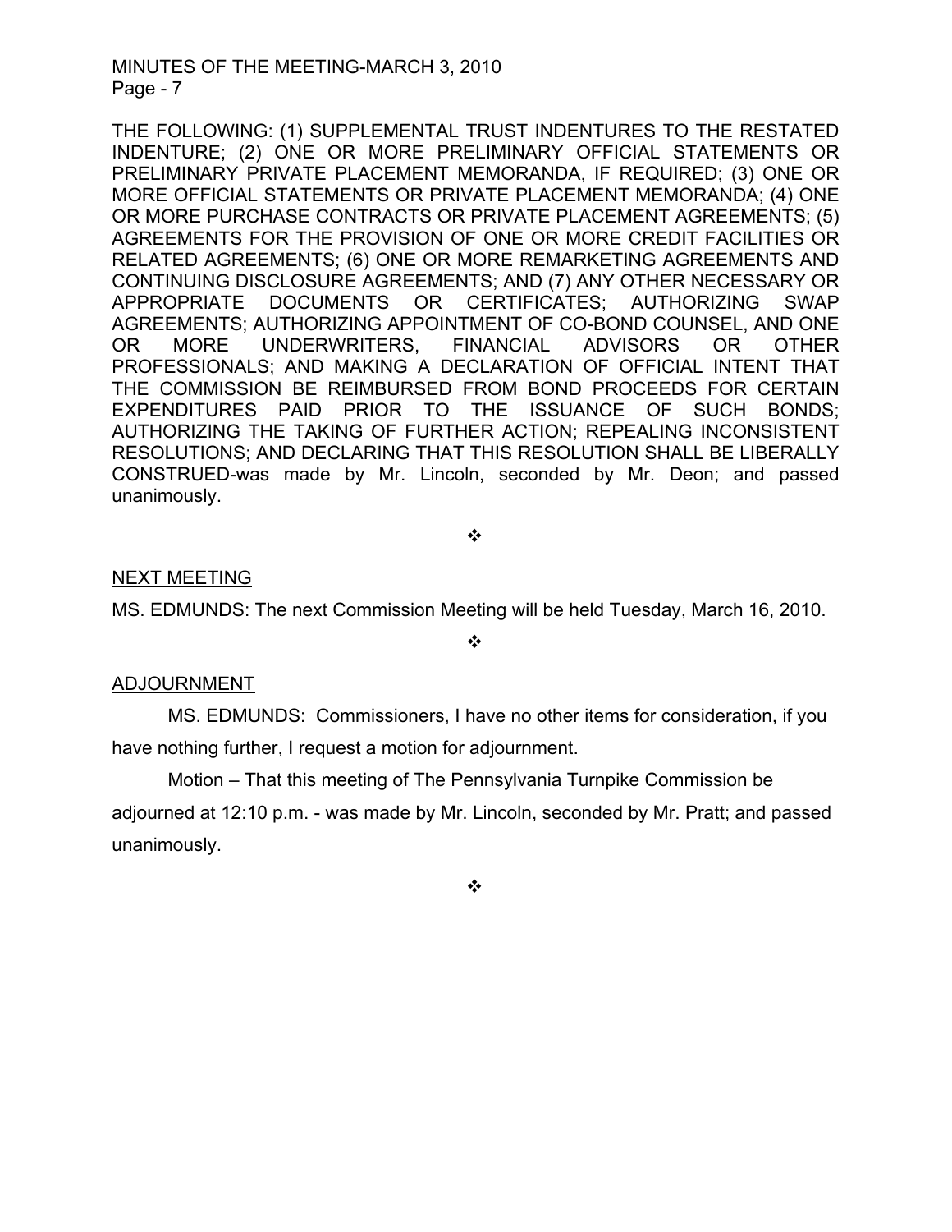THE FOLLOWING: (1) SUPPLEMENTAL TRUST INDENTURES TO THE RESTATED INDENTURE; (2) ONE OR MORE PRELIMINARY OFFICIAL STATEMENTS OR PRELIMINARY PRIVATE PLACEMENT MEMORANDA, IF REQUIRED; (3) ONE OR MORE OFFICIAL STATEMENTS OR PRIVATE PLACEMENT MEMORANDA; (4) ONE OR MORE PURCHASE CONTRACTS OR PRIVATE PLACEMENT AGREEMENTS; (5) AGREEMENTS FOR THE PROVISION OF ONE OR MORE CREDIT FACILITIES OR RELATED AGREEMENTS; (6) ONE OR MORE REMARKETING AGREEMENTS AND CONTINUING DISCLOSURE AGREEMENTS; AND (7) ANY OTHER NECESSARY OR APPROPRIATE DOCUMENTS OR CERTIFICATES; AUTHORIZING SWAP AGREEMENTS; AUTHORIZING APPOINTMENT OF CO-BOND COUNSEL, AND ONE OR MORE UNDERWRITERS, FINANCIAL ADVISORS OR OTHER PROFESSIONALS; AND MAKING A DECLARATION OF OFFICIAL INTENT THAT THE COMMISSION BE REIMBURSED FROM BOND PROCEEDS FOR CERTAIN EXPENDITURES PAID PRIOR TO THE ISSUANCE OF SUCH BONDS; AUTHORIZING THE TAKING OF FURTHER ACTION; REPEALING INCONSISTENT RESOLUTIONS; AND DECLARING THAT THIS RESOLUTION SHALL BE LIBERALLY CONSTRUED-was made by Mr. Lincoln, seconded by Mr. Deon; and passed unanimously.

❖

NEXT MEETING

MS. EDMUNDS: The next Commission Meeting will be held Tuesday, March 16, 2010.

❖

ADJOURNMENT

MS. EDMUNDS: Commissioners, I have no other items for consideration, if you have nothing further, I request a motion for adjournment.

Motion – That this meeting of The Pennsylvania Turnpike Commission be adjourned at 12:10 p.m. - was made by Mr. Lincoln, seconded by Mr. Pratt; and passed unanimously.

❖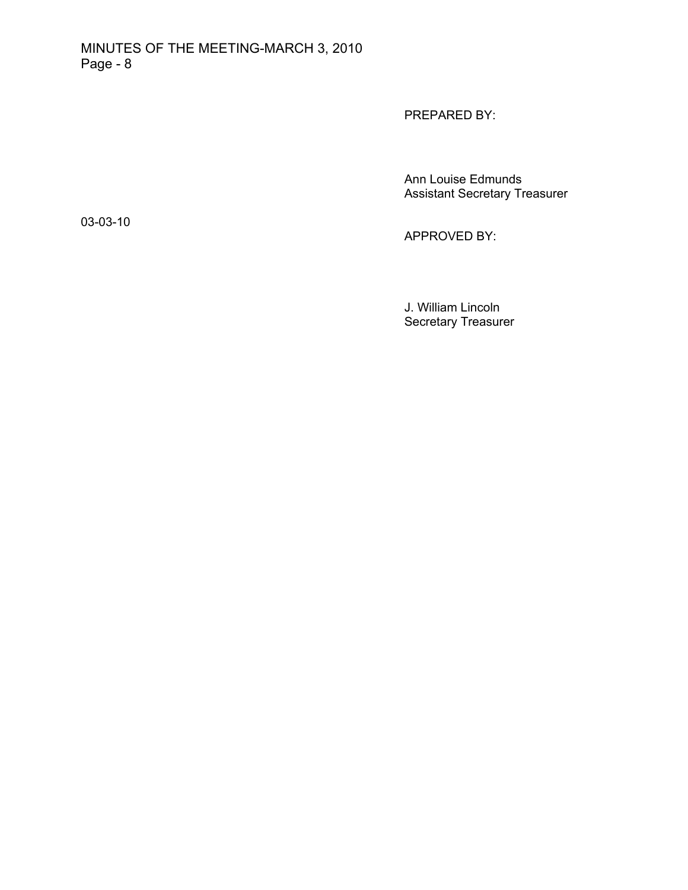PREPARED BY:

Ann Louise Edmunds
Assistant Secretary Treasurer

03-03-10

APPROVED BY:

J. William Lincoln
Secretary Treasurer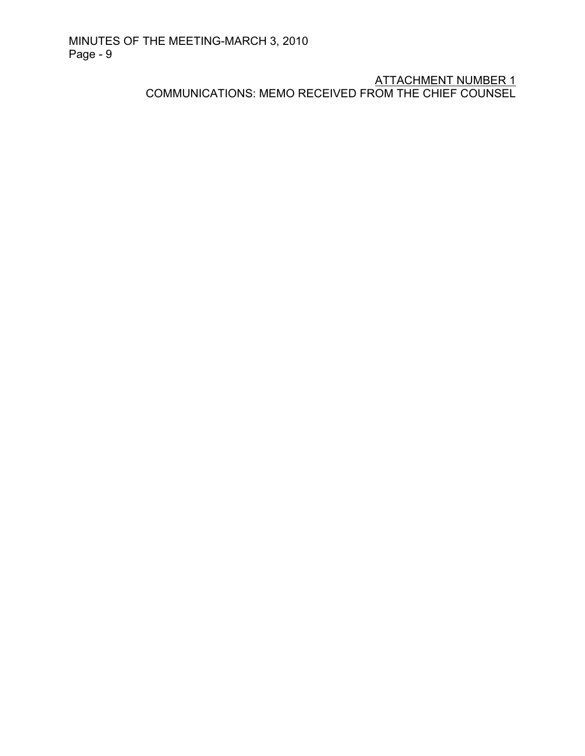<u>ATTACHMENT NUMBER 1</u>

COMMUNICATIONS: MEMO RECEIVED FROM THE CHIEF COUNSEL